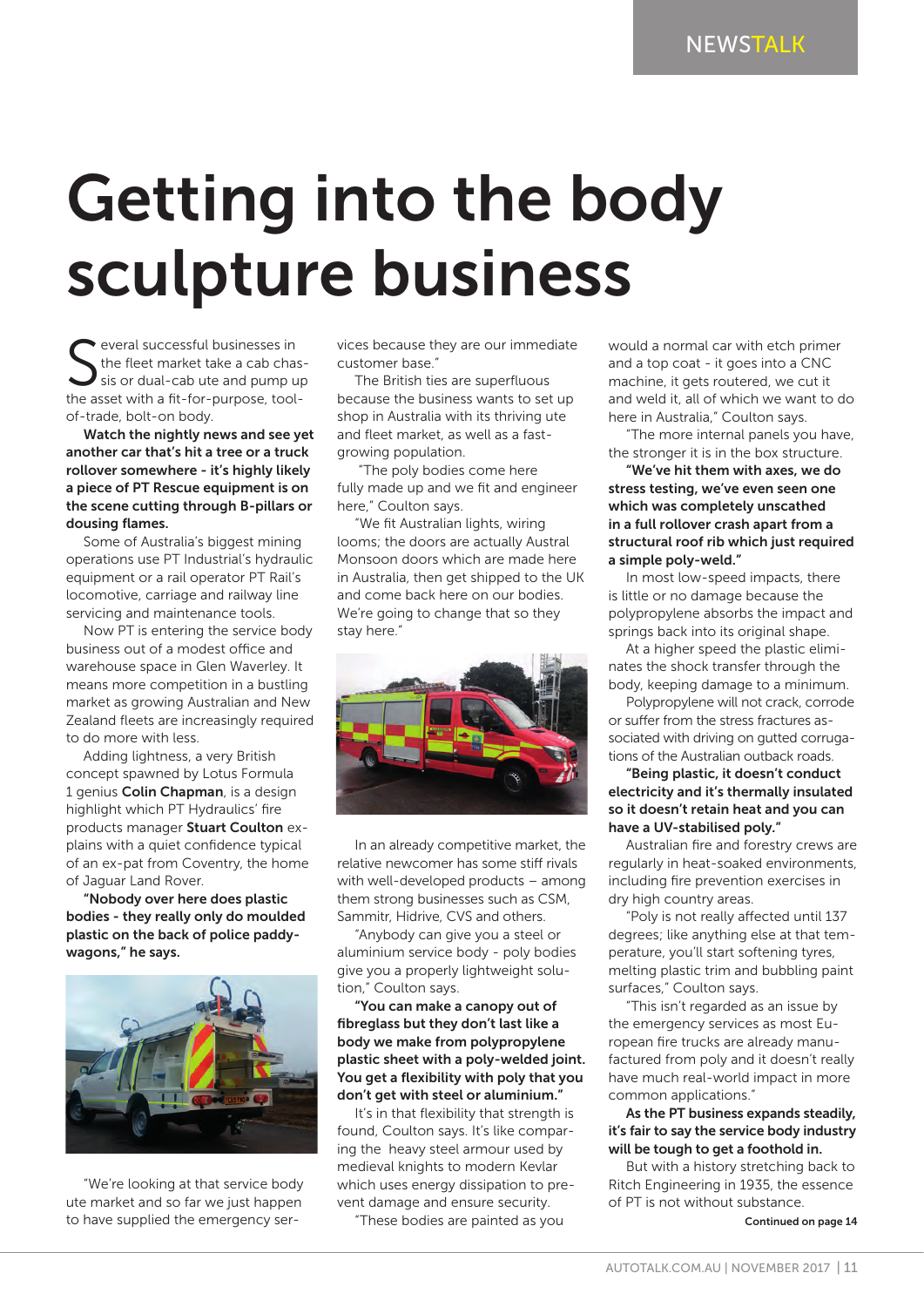# Getting into the body sculpture business

Several successful businesses in the fleet market take a cab chassis or dual-cab ute and pump up the asset with a fit-for-purpose, tool-of-trade, bolt-on body.

**Watch the nightly news and see yet another car that's hit a tree or a truck rollover somewhere - it's highly likely a piece of PT Rescue equipment is on the scene cutting through B-pillars or dousing flames.**

Some of Australia's biggest mining operations use PT Industrial's hydraulic equipment or a rail operator PT Rail's locomotive, carriage and railway line servicing and maintenance tools.

Now PT is entering the service body business out of a modest office and warehouse space in Glen Waverley. It means more competition in a bustling market as growing Australian and New Zealand fleets are increasingly required to do more with less.

Adding lightness, a very British concept spawned by Lotus Formula 1 genius **Colin Chapman**, is a design highlight which PT Hydraulics' fire products manager **Stuart Coulton** explains with a quiet confidence typical of an ex-pat from Coventry, the home of Jaguar Land Rover.

**"Nobody over here does plastic bodies - they really only do moulded plastic on the back of police paddy-wagons," he says.**

"We're looking at that service body ute market and so far we just happen to have supplied the emergency services because they are our immediate customer base."

The British ties are superfluous because the business wants to set up shop in Australia with its thriving ute and fleet market, as well as a fast-growing population.

"The poly bodies come here fully made up and we fit and engineer here," Coulton says.

"We fit Australian lights, wiring looms; the doors are actually Austral Monsoon doors which are made here in Australia, then get shipped to the UK and come back here on our bodies. We're going to change that so they stay here."

In an already competitive market, the relative newcomer has some stiff rivals with well-developed products – among them strong businesses such as CSM, Sammitr, Hidrive, CVS and others.

"Anybody can give you a steel or aluminium service body - poly bodies give you a properly lightweight solution," Coulton says.

**"You can make a canopy out of fibreglass but they don't last like a body we make from polypropylene plastic sheet with a poly-welded joint. You get a flexibility with poly that you don't get with steel or aluminium."**

It's in that flexibility that strength is found, Coulton says. It's like comparing the heavy steel armour used by medieval knights to modern Kevlar which uses energy dissipation to prevent damage and ensure security.

"These bodies are painted as you would a normal car with etch primer and a top coat - it goes into a CNC machine, it gets routered, we cut it and weld it, all of which we want to do here in Australia," Coulton says.

"The more internal panels you have, the stronger it is in the box structure.

**"We've hit them with axes, we do stress testing, we've even seen one which was completely unscathed in a full rollover crash apart from a structural roof rib which just required a simple poly-weld."**

In most low-speed impacts, there is little or no damage because the polypropylene absorbs the impact and springs back into its original shape.

At a higher speed the plastic eliminates the shock transfer through the body, keeping damage to a minimum.

Polypropylene will not crack, corrode or suffer from the stress fractures associated with driving on gutted corrugations of the Australian outback roads.

**"Being plastic, it doesn't conduct electricity and it's thermally insulated so it doesn't retain heat and you can have a UV-stabilised poly."**

Australian fire and forestry crews are regularly in heat-soaked environments, including fire prevention exercises in dry high country areas.

"Poly is not really affected until 137 degrees; like anything else at that temperature, you'll start softening tyres, melting plastic trim and bubbling paint surfaces," Coulton says.

"This isn't regarded as an issue by the emergency services as most European fire trucks are already manufactured from poly and it doesn't really have much real-world impact in more common applications."

**As the PT business expands steadily, it's fair to say the service body industry will be tough to get a foothold in.**

But with a history stretching back to Ritch Engineering in 1935, the essence of PT is not without substance.

**Continued on page 14**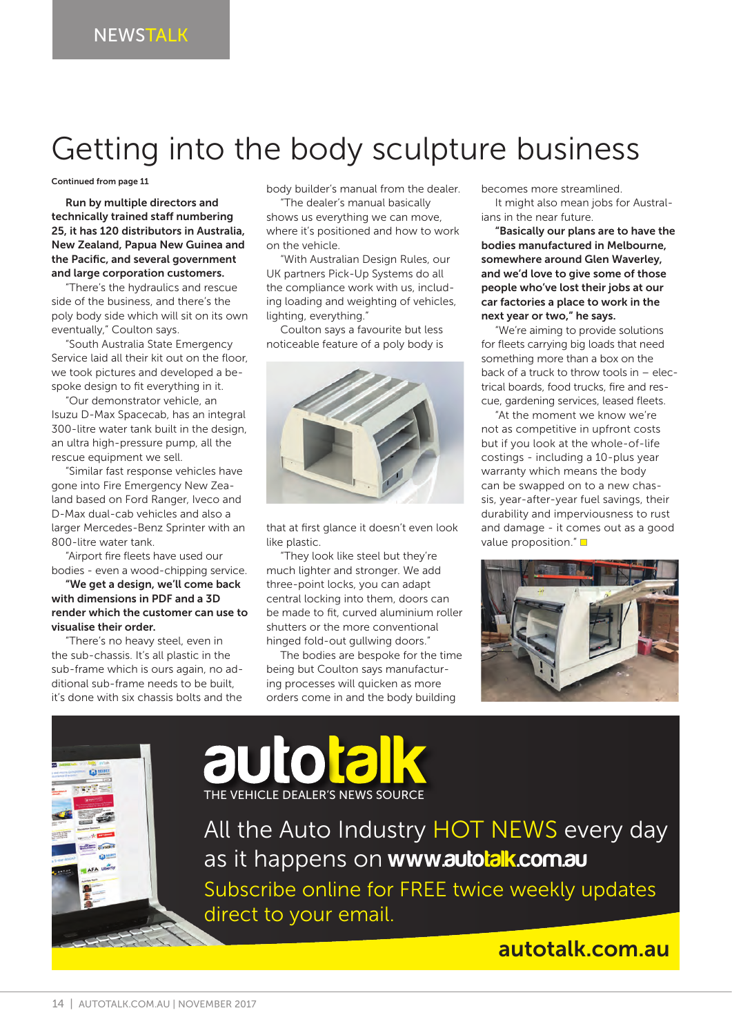# Getting into the body sculpture business

Continued from page 11

**Run by multiple directors and technically trained staff numbering 25, it has 120 distributors in Australia, New Zealand, Papua New Guinea and the Pacific, and several government and large corporation customers.**

"There's the hydraulics and rescue side of the business, and there's the poly body side which will sit on its own eventually," Coulton says.

"South Australia State Emergency Service laid all their kit out on the floor, we took pictures and developed a bespoke design to fit everything in it.

"Our demonstrator vehicle, an Isuzu D-Max Spacecab, has an integral 300-litre water tank built in the design, an ultra high-pressure pump, all the rescue equipment we sell.

"Similar fast response vehicles have gone into Fire Emergency New Zealand based on Ford Ranger, Iveco and D-Max dual-cab vehicles and also a larger Mercedes-Benz Sprinter with an 800-litre water tank.

"Airport fire fleets have used our bodies - even a wood-chipping service.

**"We get a design, we'll come back with dimensions in PDF and a 3D render which the customer can use to visualise their order.**

"There's no heavy steel, even in the sub-chassis. It's all plastic in the sub-frame which is ours again, no additional sub-frame needs to be built, it's done with six chassis bolts and the body builder's manual from the dealer.

"The dealer's manual basically shows us everything we can move, where it's positioned and how to work on the vehicle.

"With Australian Design Rules, our UK partners Pick-Up Systems do all the compliance work with us, including loading and weighting of vehicles, lighting, everything."

Coulton says a favourite but less noticeable feature of a poly body is that at first glance it doesn't even look like plastic.

"They look like steel but they're much lighter and stronger. We add three-point locks, you can adapt central locking into them, doors can be made to fit, curved aluminium roller shutters or the more conventional hinged fold-out gullwing doors."

The bodies are bespoke for the time being but Coulton says manufacturing processes will quicken as more orders come in and the body building becomes more streamlined.

It might also mean jobs for Australians in the near future.

**"Basically our plans are to have the bodies manufactured in Melbourne, somewhere around Glen Waverley, and we'd love to give some of those people who've lost their jobs at our car factories a place to work in the next year or two," he says.**

"We're aiming to provide solutions for fleets carrying big loads that need something more than a box on the back of a truck to throw tools in – electrical boards, food trucks, fire and rescue, gardening services, leased fleets.

"At the moment we know we're not as competitive in upfront costs but if you look at the whole-of-life costings - including a 10-plus year warranty which means the body can be swapped on to a new chassis, year-after-year fuel savings, their durability and imperviousness to rust and damage - it comes out as a good value proposition."

**autotalk**
THE VEHICLE DEALER'S NEWS SOURCE

All the Auto Industry HOT NEWS every day as it happens on **www.autotalk.com.au**

Subscribe online for FREE twice weekly updates direct to your email.

**autotalk.com.au**